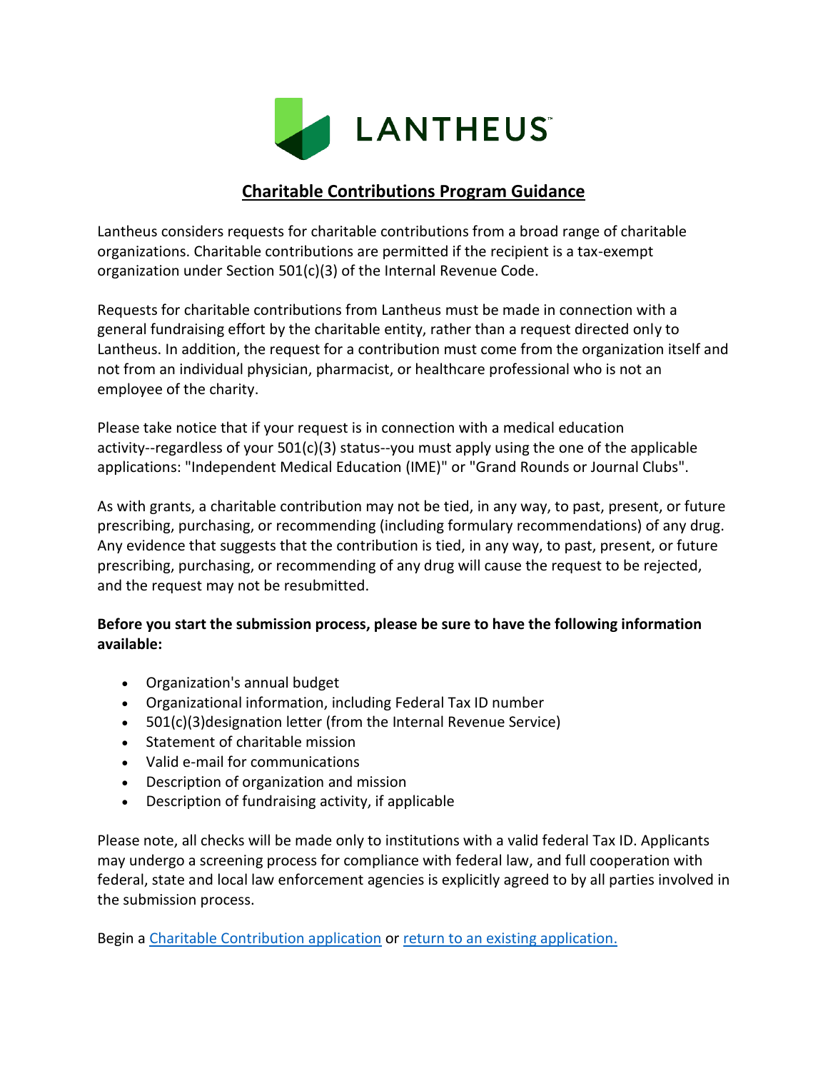LANTHEUS

## Charitable Contributions Program Guidance

Lantheus considers requests for charitable contributions from a broad range of charitable organizations. Charitable contributions are permitted if the recipient is a tax-exempt organization under Section 501(c)(3) of the Internal Revenue Code.

Requests for charitable contributions from Lantheus must be made in connection with a general fundraising effort by the charitable entity, rather than a request directed only to Lantheus. In addition, the request for a contribution must come from the organization itself and not from an individual physician, pharmacist, or healthcare professional who is not an employee of the charity.

Please take notice that if your request is in connection with a medical education activity--regardless of your 501(c)(3) status--you must apply using the one of the applicable applications: "Independent Medical Education (IME)" or "Grand Rounds or Journal Clubs".

As with grants, a charitable contribution may not be tied, in any way, to past, present, or future prescribing, purchasing, or recommending (including formulary recommendations) of any drug. Any evidence that suggests that the contribution is tied, in any way, to past, present, or future prescribing, purchasing, or recommending of any drug will cause the request to be rejected, and the request may not be resubmitted.

**Before you start the submission process, please be sure to have the following information available:**

- Organization's annual budget
- Organizational information, including Federal Tax ID number
- 501(c)(3)designation letter (from the Internal Revenue Service)
- Statement of charitable mission
- Valid e-mail for communications
- Description of organization and mission
- Description of fundraising activity, if applicable

Please note, all checks will be made only to institutions with a valid federal Tax ID. Applicants may undergo a screening process for compliance with federal law, and full cooperation with federal, state and local law enforcement agencies is explicitly agreed to by all parties involved in the submission process.

Begin a Charitable Contribution application or return to an existing application.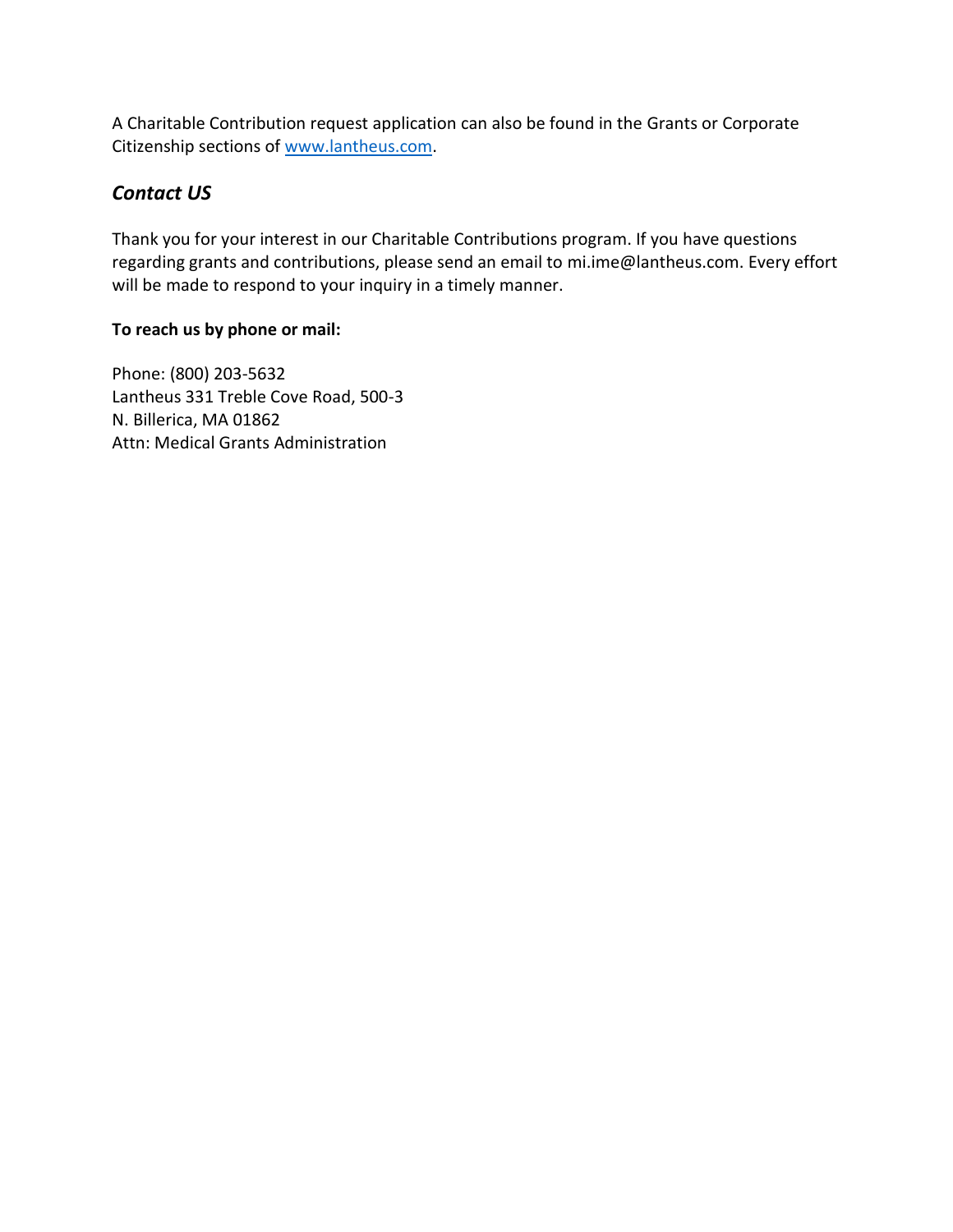A Charitable Contribution request application can also be found in the Grants or Corporate Citizenship sections of [www.lantheus.com](http://www.lantheus.com).

## *Contact US*

Thank you for your interest in our Charitable Contributions program. If you have questions regarding grants and contributions, please send an email to mi.ime@lantheus.com. Every effort will be made to respond to your inquiry in a timely manner.

**To reach us by phone or mail:**

Phone: (800) 203-5632  
Lantheus 331 Treble Cove Road, 500-3  
N. Billerica, MA 01862  
Attn: Medical Grants Administration